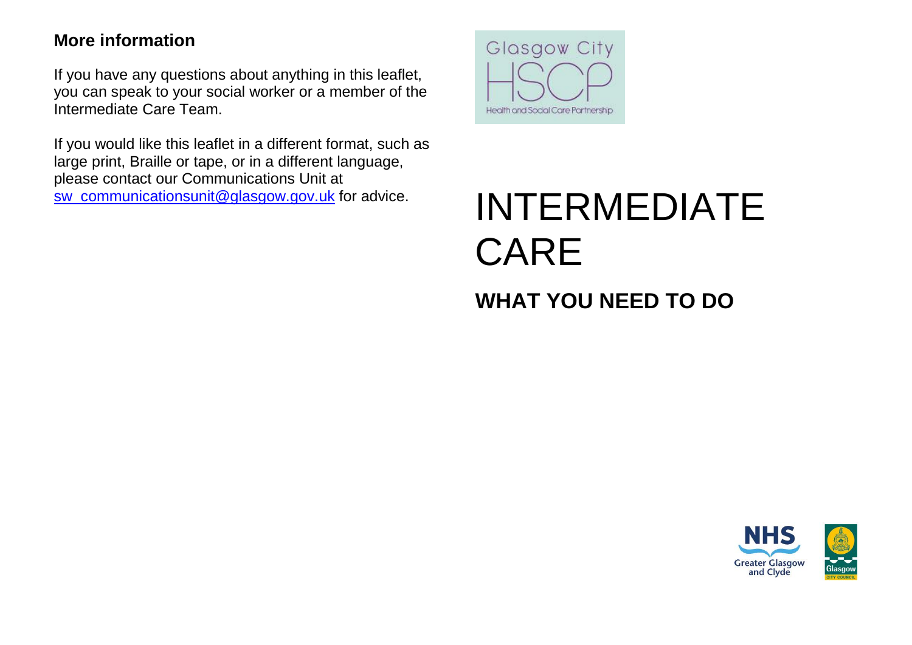## More information

If you have any questions about anything in this leaflet, you can speak to your social worker or a member of the Intermediate Care Team.

If you would like this leaflet in a different format, such as large print, Braille or tape, or in a different language, please contact our Communications Unit at sw_communicationsunit@glasgow.gov.uk for advice.

Glasgow City HSCP Health and Social Care Partnership

# INTERMEDIATE CARE

## WHAT YOU NEED TO DO

NHS Greater Glasgow and Clyde

Glasgow City Council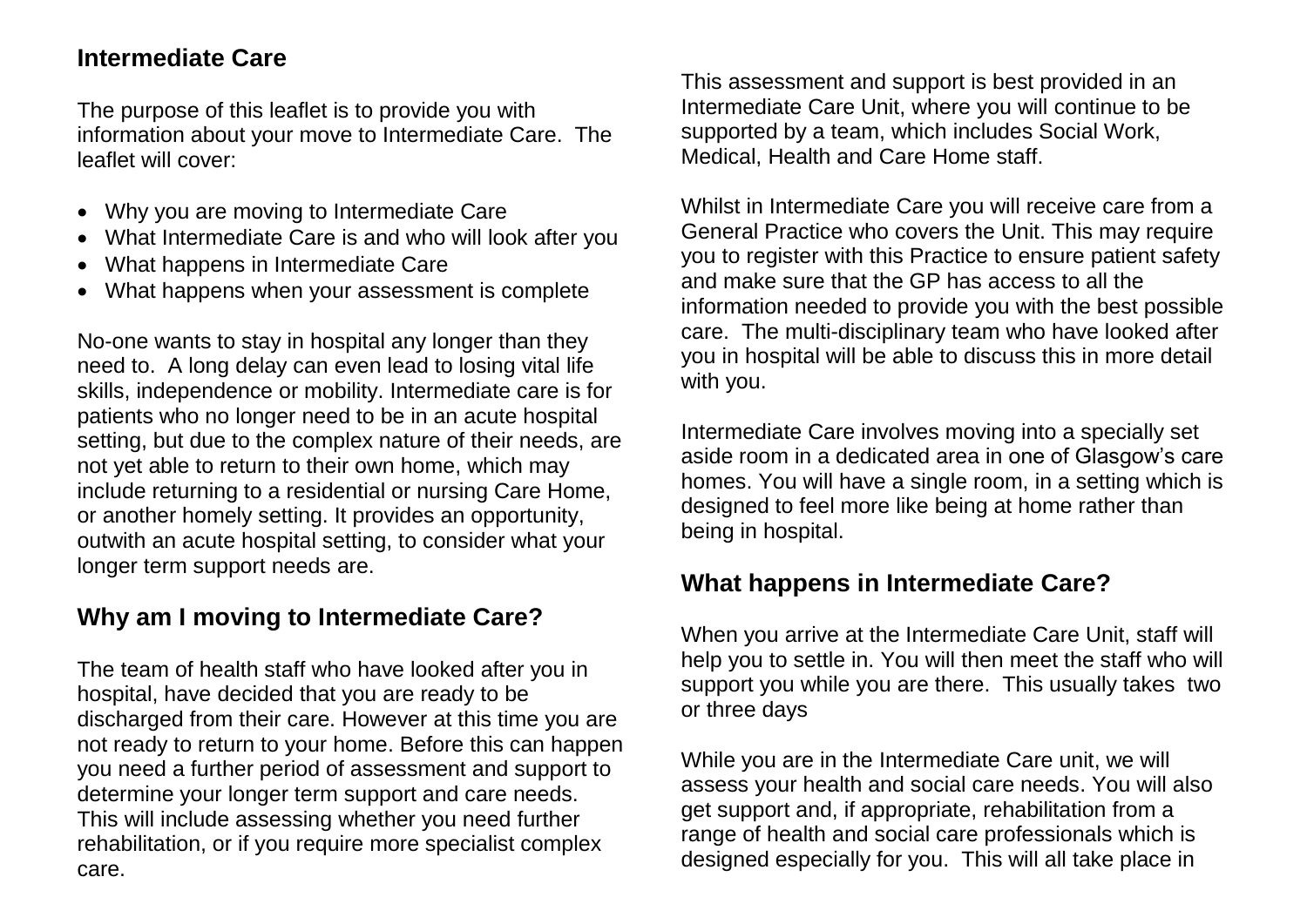## Intermediate Care

The purpose of this leaflet is to provide you with information about your move to Intermediate Care. The leaflet will cover:

- Why you are moving to Intermediate Care
- What Intermediate Care is and who will look after you
- What happens in Intermediate Care
- What happens when your assessment is complete

No-one wants to stay in hospital any longer than they need to. A long delay can even lead to losing vital life skills, independence or mobility. Intermediate care is for patients who no longer need to be in an acute hospital setting, but due to the complex nature of their needs, are not yet able to return to their own home, which may include returning to a residential or nursing Care Home, or another homely setting. It provides an opportunity, outwith an acute hospital setting, to consider what your longer term support needs are.

## Why am I moving to Intermediate Care?

The team of health staff who have looked after you in hospital, have decided that you are ready to be discharged from their care. However at this time you are not ready to return to your home. Before this can happen you need a further period of assessment and support to determine your longer term support and care needs. This will include assessing whether you need further rehabilitation, or if you require more specialist complex care.

This assessment and support is best provided in an Intermediate Care Unit, where you will continue to be supported by a team, which includes Social Work, Medical, Health and Care Home staff.

Whilst in Intermediate Care you will receive care from a General Practice who covers the Unit. This may require you to register with this Practice to ensure patient safety and make sure that the GP has access to all the information needed to provide you with the best possible care. The multi-disciplinary team who have looked after you in hospital will be able to discuss this in more detail with you.

Intermediate Care involves moving into a specially set aside room in a dedicated area in one of Glasgow's care homes. You will have a single room, in a setting which is designed to feel more like being at home rather than being in hospital.

## What happens in Intermediate Care?

When you arrive at the Intermediate Care Unit, staff will help you to settle in. You will then meet the staff who will support you while you are there. This usually takes two or three days

While you are in the Intermediate Care unit, we will assess your health and social care needs. You will also get support and, if appropriate, rehabilitation from a range of health and social care professionals which is designed especially for you. This will all take place in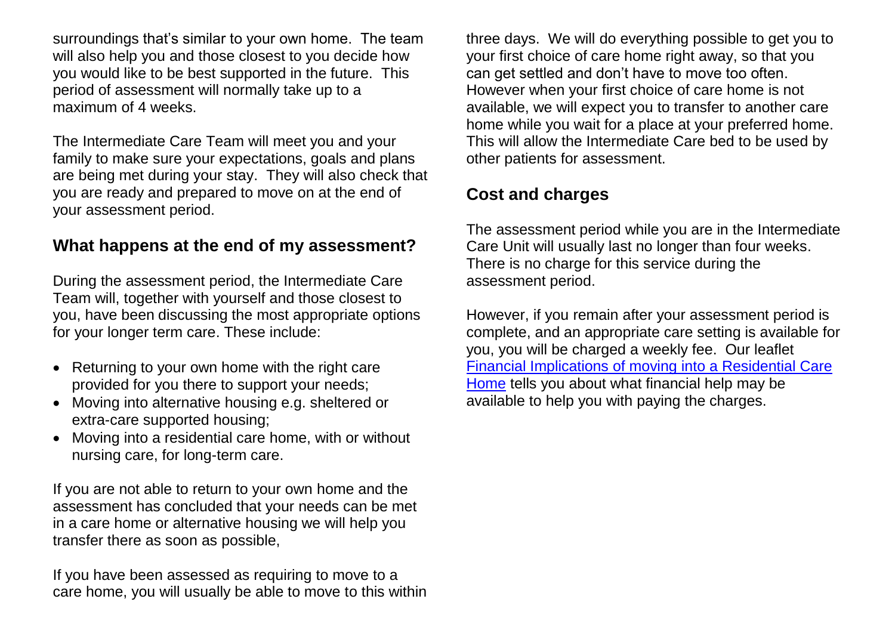surroundings that's similar to your own home. The team will also help you and those closest to you decide how you would like to be best supported in the future. This period of assessment will normally take up to a maximum of 4 weeks.

The Intermediate Care Team will meet you and your family to make sure your expectations, goals and plans are being met during your stay. They will also check that you are ready and prepared to move on at the end of your assessment period.

## What happens at the end of my assessment?

During the assessment period, the Intermediate Care Team will, together with yourself and those closest to you, have been discussing the most appropriate options for your longer term care. These include:

- Returning to your own home with the right care provided for you there to support your needs;
- Moving into alternative housing e.g. sheltered or extra-care supported housing;
- Moving into a residential care home, with or without nursing care, for long-term care.

If you are not able to return to your own home and the assessment has concluded that your needs can be met in a care home or alternative housing we will help you transfer there as soon as possible,

If you have been assessed as requiring to move to a care home, you will usually be able to move to this within three days. We will do everything possible to get you to your first choice of care home right away, so that you can get settled and don't have to move too often. However when your first choice of care home is not available, we will expect you to transfer to another care home while you wait for a place at your preferred home. This will allow the Intermediate Care bed to be used by other patients for assessment.

## Cost and charges

The assessment period while you are in the Intermediate Care Unit will usually last no longer than four weeks. There is no charge for this service during the assessment period.

However, if you remain after your assessment period is complete, and an appropriate care setting is available for you, you will be charged a weekly fee. Our leaflet Financial Implications of moving into a Residential Care Home tells you about what financial help may be available to help you with paying the charges.